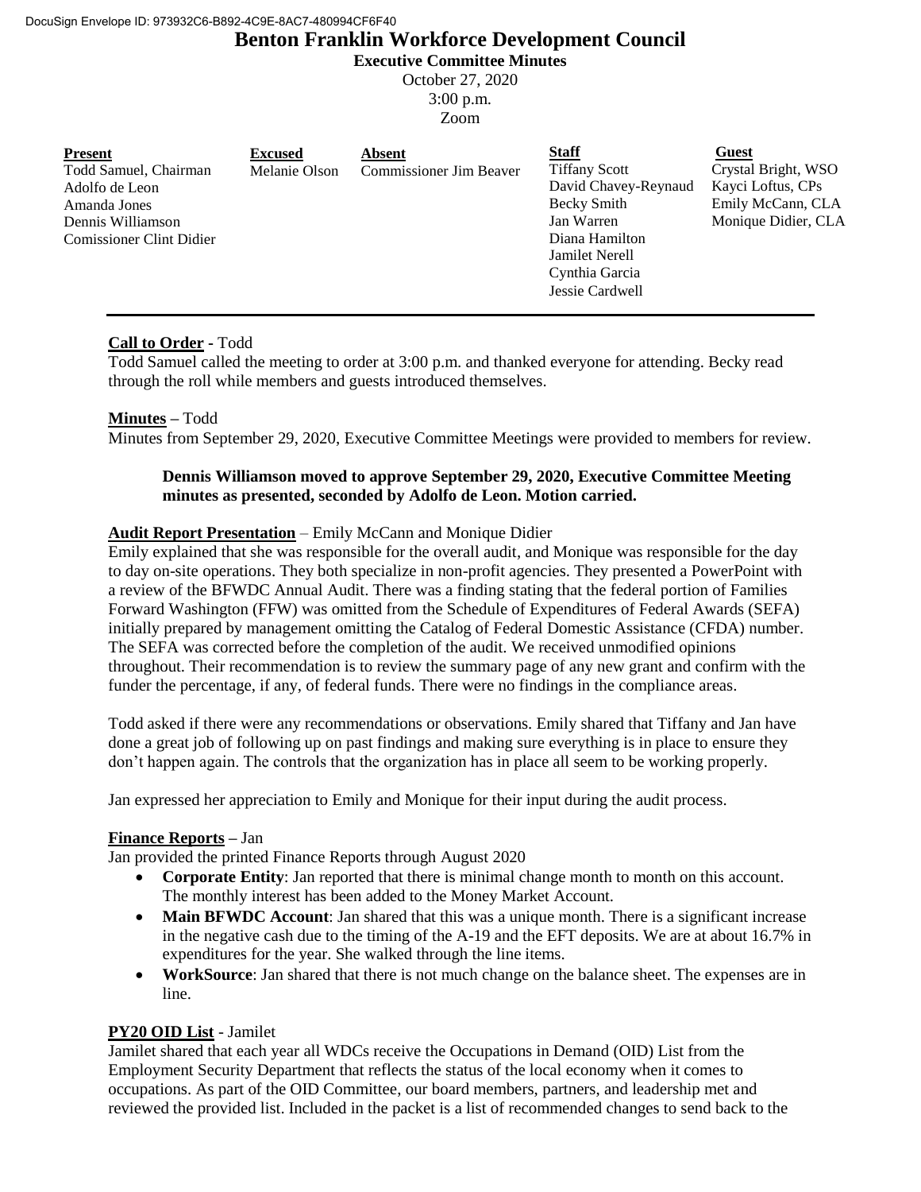DocuSign Envelope ID: 973932C6-B892-4C9E-8AC7-480994CF6F40

# Benton Franklin Workforce Development Council

**Executive Committee Minutes**

October 27, 2020
3:00 p.m.
Zoom

| **Present** | **Excused** | **Absent** | **Staff** | **Guest** |
|---|---|---|---|---|
| Todd Samuel, Chairman | Melanie Olson | Commissioner Jim Beaver | Tiffany Scott | Crystal Bright, WSO |
| Adolfo de Leon | | | David Chavey-Reynaud | Kayci Loftus, CPs |
| Amanda Jones | | | Becky Smith | Emily McCann, CLA |
| Dennis Williamson | | | Jan Warren | Monique Didier, CLA |
| Comissioner Clint Didier | | | Diana Hamilton | |
| | | | Jamilet Nerell | |
| | | | Cynthia Garcia | |
| | | | Jessie Cardwell | |

**Call to Order** - Todd

Todd Samuel called the meeting to order at 3:00 p.m. and thanked everyone for attending. Becky read through the roll while members and guests introduced themselves.

**Minutes** – Todd

Minutes from September 29, 2020, Executive Committee Meetings were provided to members for review.

> **Dennis Williamson moved to approve September 29, 2020, Executive Committee Meeting minutes as presented, seconded by Adolfo de Leon. Motion carried.**

**Audit Report Presentation** – Emily McCann and Monique Didier

Emily explained that she was responsible for the overall audit, and Monique was responsible for the day to day on-site operations. They both specialize in non-profit agencies. They presented a PowerPoint with a review of the BFWDC Annual Audit. There was a finding stating that the federal portion of Families Forward Washington (FFW) was omitted from the Schedule of Expenditures of Federal Awards (SEFA) initially prepared by management omitting the Catalog of Federal Domestic Assistance (CFDA) number. The SEFA was corrected before the completion of the audit. We received unmodified opinions throughout. Their recommendation is to review the summary page of any new grant and confirm with the funder the percentage, if any, of federal funds. There were no findings in the compliance areas.

Todd asked if there were any recommendations or observations. Emily shared that Tiffany and Jan have done a great job of following up on past findings and making sure everything is in place to ensure they don't happen again. The controls that the organization has in place all seem to be working properly.

Jan expressed her appreciation to Emily and Monique for their input during the audit process.

**Finance Reports** – Jan

Jan provided the printed Finance Reports through August 2020

- **Corporate Entity**: Jan reported that there is minimal change month to month on this account. The monthly interest has been added to the Money Market Account.
- **Main BFWDC Account**: Jan shared that this was a unique month. There is a significant increase in the negative cash due to the timing of the A-19 and the EFT deposits. We are at about 16.7% in expenditures for the year. She walked through the line items.
- **WorkSource**: Jan shared that there is not much change on the balance sheet. The expenses are in line.

**PY20 OID List** - Jamilet

Jamilet shared that each year all WDCs receive the Occupations in Demand (OID) List from the Employment Security Department that reflects the status of the local economy when it comes to occupations. As part of the OID Committee, our board members, partners, and leadership met and reviewed the provided list. Included in the packet is a list of recommended changes to send back to the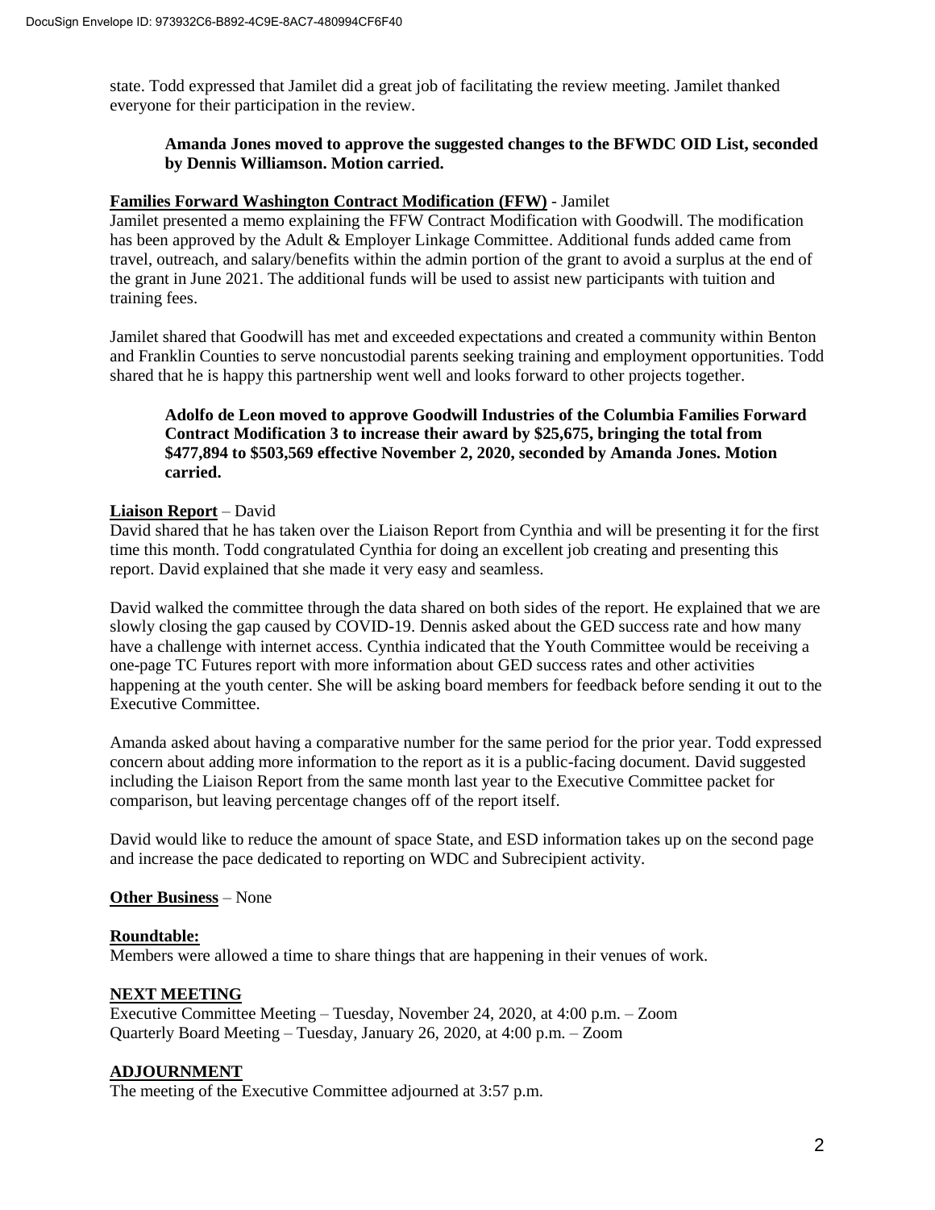state. Todd expressed that Jamilet did a great job of facilitating the review meeting. Jamilet thanked everyone for their participation in the review.

> **Amanda Jones moved to approve the suggested changes to the BFWDC OID List, seconded by Dennis Williamson. Motion carried.**

**Families Forward Washington Contract Modification (FFW)** - Jamilet

Jamilet presented a memo explaining the FFW Contract Modification with Goodwill. The modification has been approved by the Adult & Employer Linkage Committee. Additional funds added came from travel, outreach, and salary/benefits within the admin portion of the grant to avoid a surplus at the end of the grant in June 2021. The additional funds will be used to assist new participants with tuition and training fees.

Jamilet shared that Goodwill has met and exceeded expectations and created a community within Benton and Franklin Counties to serve noncustodial parents seeking training and employment opportunities. Todd shared that he is happy this partnership went well and looks forward to other projects together.

> **Adolfo de Leon moved to approve Goodwill Industries of the Columbia Families Forward Contract Modification 3 to increase their award by $25,675, bringing the total from $477,894 to $503,569 effective November 2, 2020, seconded by Amanda Jones. Motion carried.**

**Liaison Report** – David

David shared that he has taken over the Liaison Report from Cynthia and will be presenting it for the first time this month. Todd congratulated Cynthia for doing an excellent job creating and presenting this report. David explained that she made it very easy and seamless.

David walked the committee through the data shared on both sides of the report. He explained that we are slowly closing the gap caused by COVID-19. Dennis asked about the GED success rate and how many have a challenge with internet access. Cynthia indicated that the Youth Committee would be receiving a one-page TC Futures report with more information about GED success rates and other activities happening at the youth center. She will be asking board members for feedback before sending it out to the Executive Committee.

Amanda asked about having a comparative number for the same period for the prior year. Todd expressed concern about adding more information to the report as it is a public-facing document. David suggested including the Liaison Report from the same month last year to the Executive Committee packet for comparison, but leaving percentage changes off of the report itself.

David would like to reduce the amount of space State, and ESD information takes up on the second page and increase the pace dedicated to reporting on WDC and Subrecipient activity.

**Other Business** – None

**Roundtable:**

Members were allowed a time to share things that are happening in their venues of work.

**NEXT MEETING**

Executive Committee Meeting – Tuesday, November 24, 2020, at 4:00 p.m. – Zoom
Quarterly Board Meeting – Tuesday, January 26, 2020, at 4:00 p.m. – Zoom

**ADJOURNMENT**

The meeting of the Executive Committee adjourned at 3:57 p.m.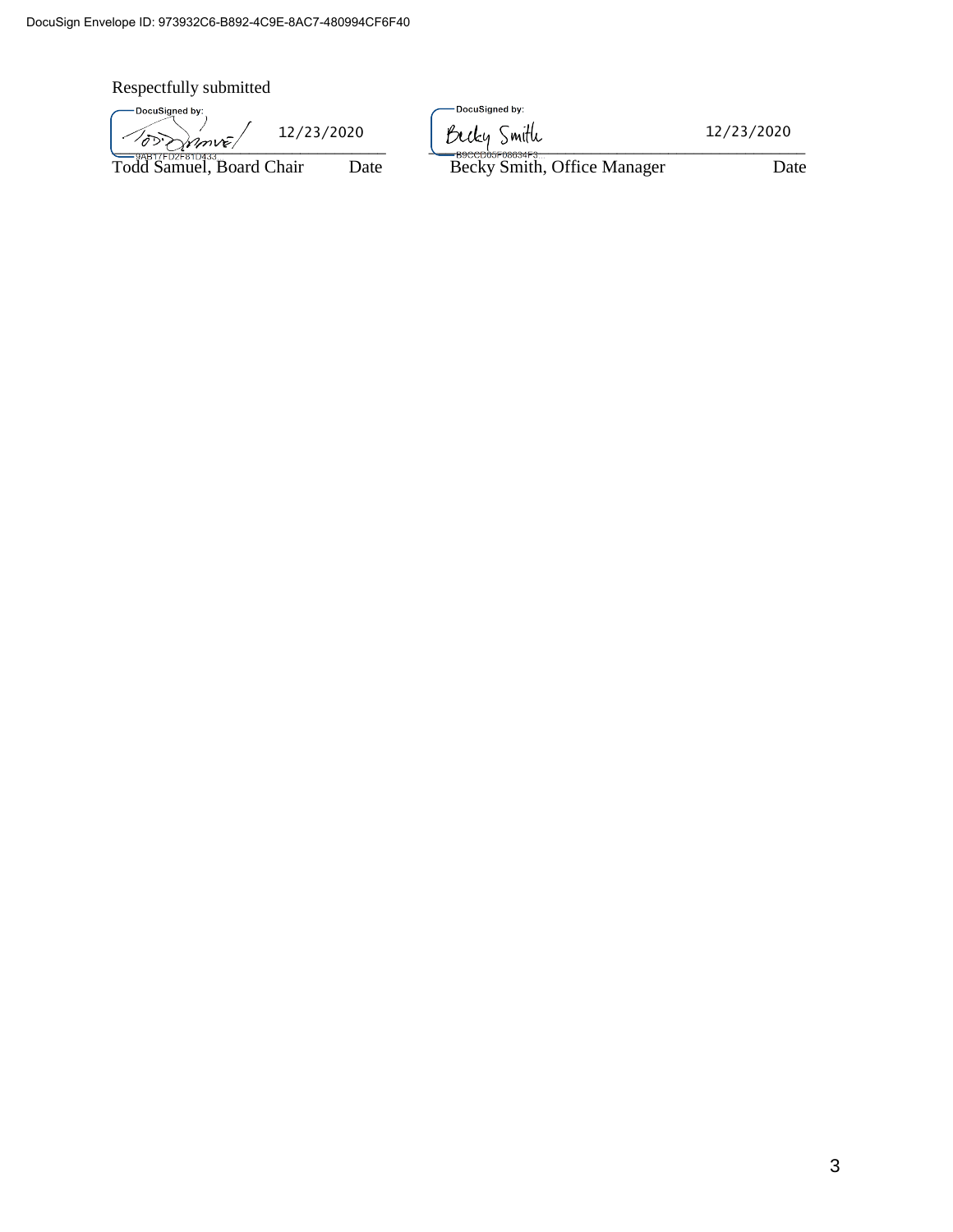DocuSign Envelope ID: 973932C6-B892-4C9E-8AC7-480994CF6F40

Respectfully submitted

| | | | |
|---|---|---|---|
| DocuSigned by: 9AB17FD2F81D433... | 12/23/2020 | DocuSigned by: B9CCD05F08634F3... | 12/23/2020 |
| Todd Samuel, Board Chair | Date | Becky Smith, Office Manager | Date |